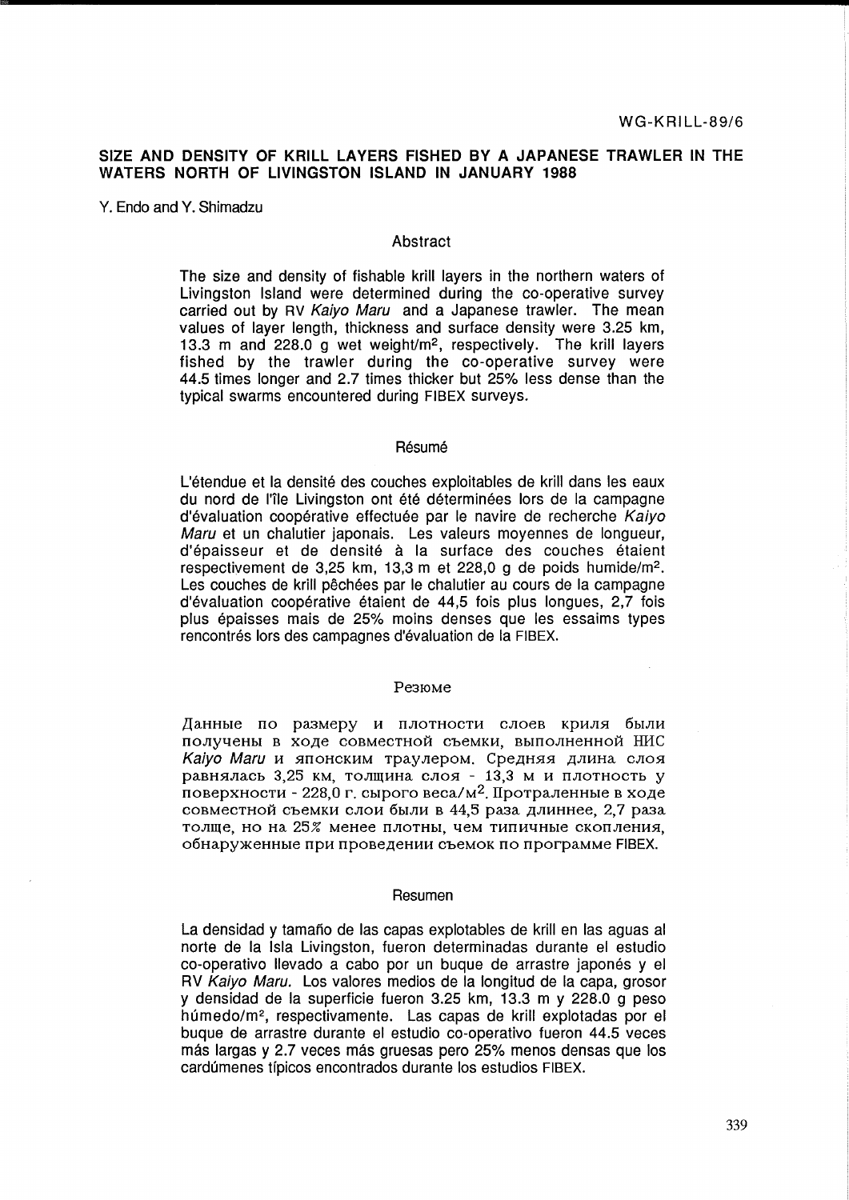WG-KRILL-89/6

# SIZE AND DENSITY OF KRILL LAYERS FISHED BY A JAPANESE TRAWLER IN THE WATERS NORTH OF LIVINGSTON ISLAND IN JANUARY 1988

Y. Endo and Y. Shimadzu

## Abstract

The size and density of fishable krill layers in the northern waters of Livingston Island were determined during the co-operative survey carried out by RV *Kaiyo Maru* and a Japanese trawler. The mean values of layer length, thickness and surface density were 3.25 km, 13.3 m and 228.0 g wet weight/m$^2$, respectively. The krill layers fished by the trawler during the co-operative survey were 44.5 times longer and 2.7 times thicker but 25% less dense than the typical swarms encountered during FIBEX surveys.

## Résumé

L'étendue et la densité des couches exploitables de krill dans les eaux du nord de l'île Livingston ont été déterminées lors de la campagne d'évaluation coopérative effectuée par le navire de recherche *Kaiyo Maru* et un chalutier japonais. Les valeurs moyennes de longueur, d'épaisseur et de densité à la surface des couches étaient respectivement de 3,25 km, 13,3 m et 228,0 g de poids humide/m$^2$. Les couches de krill pêchées par le chalutier au cours de la campagne d'évaluation coopérative étaient de 44,5 fois plus longues, 2,7 fois plus épaisses mais de 25% moins denses que les essaims types rencontrés lors des campagnes d'évaluation de la FIBEX.

## Резюме

Данные по размеру и плотности слоев криля были получены в ходе совместной съемки, выполненной НИС *Kaiyo Maru* и японским траулером. Средняя длина слоя равнялась 3,25 км, толщина слоя - 13,3 м и плотность у поверхности - 228,0 г. сырого веса/м$^2$. Протраленные в ходе совместной съемки слои были в 44,5 раза длиннее, 2,7 раза толще, но на 25% менее плотны, чем типичные скопления, обнаруженные при проведении съемок по программе FIBEX.

## Resumen

La densidad y tamaño de las capas explotables de krill en las aguas al norte de la Isla Livingston, fueron determinadas durante el estudio co-operativo llevado a cabo por un buque de arrastre japonés y el RV *Kaiyo Maru*. Los valores medios de la longitud de la capa, grosor y densidad de la superficie fueron 3.25 km, 13.3 m y 228.0 g peso húmedo/m$^2$, respectivamente. Las capas de krill explotadas por el buque de arrastre durante el estudio co-operativo fueron 44.5 veces más largas y 2.7 veces más gruesas pero 25% menos densas que los cardúmenes típicos encontrados durante los estudios FIBEX.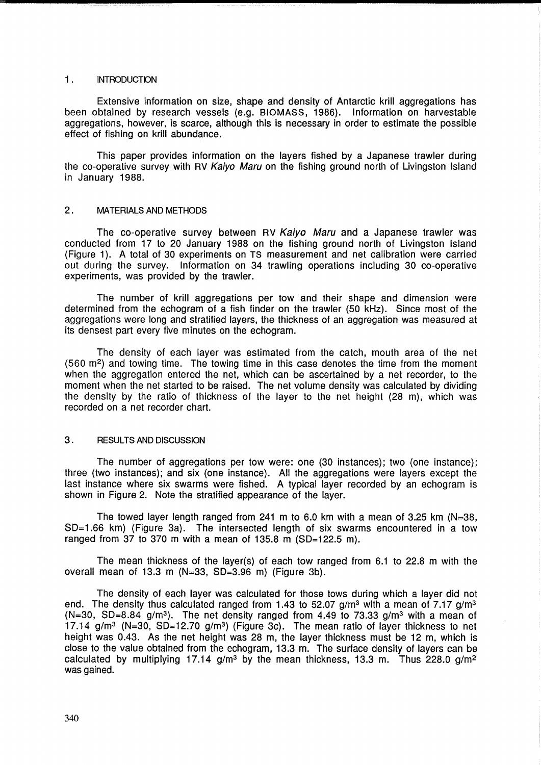## 1. INTRODUCTION

Extensive information on size, shape and density of Antarctic krill aggregations has been obtained by research vessels (e.g. BIOMASS, 1986). Information on harvestable aggregations, however, is scarce, although this is necessary in order to estimate the possible effect of fishing on krill abundance.

This paper provides information on the layers fished by a Japanese trawler during the co-operative survey with RV *Kaiyo Maru* on the fishing ground north of Livingston Island in January 1988.

## 2. MATERIALS AND METHODS

The co-operative survey between RV *Kaiyo Maru* and a Japanese trawler was conducted from 17 to 20 January 1988 on the fishing ground north of Livingston Island (Figure 1). A total of 30 experiments on TS measurement and net calibration were carried out during the survey. Information on 34 trawling operations including 30 co-operative experiments, was provided by the trawler.

The number of krill aggregations per tow and their shape and dimension were determined from the echogram of a fish finder on the trawler (50 kHz). Since most of the aggregations were long and stratified layers, the thickness of an aggregation was measured at its densest part every five minutes on the echogram.

The density of each layer was estimated from the catch, mouth area of the net (560 $m^2$) and towing time. The towing time in this case denotes the time from the moment when the aggregation entered the net, which can be ascertained by a net recorder, to the moment when the net started to be raised. The net volume density was calculated by dividing the density by the ratio of thickness of the layer to the net height (28 m), which was recorded on a net recorder chart.

## 3. RESULTS AND DISCUSSION

The number of aggregations per tow were: one (30 instances); two (one instance); three (two instances); and six (one instance). All the aggregations were layers except the last instance where six swarms were fished. A typical layer recorded by an echogram is shown in Figure 2. Note the stratified appearance of the layer.

The towed layer length ranged from 241 m to 6.0 km with a mean of 3.25 km (N=38, SD=1.66 km) (Figure 3a). The intersected length of six swarms encountered in a tow ranged from 37 to 370 m with a mean of 135.8 m (SD=122.5 m).

The mean thickness of the layer(s) of each tow ranged from 6.1 to 22.8 m with the overall mean of 13.3 m (N=33, SD=3.96 m) (Figure 3b).

The density of each layer was calculated for those tows during which a layer did not end. The density thus calculated ranged from 1.43 to 52.07 g/$m^3$ with a mean of 7.17 g/$m^3$ (N=30, SD=8.84 g/$m^3$). The net density ranged from 4.49 to 73.33 g/$m^3$ with a mean of 17.14 g/$m^3$ (N=30, SD=12.70 g/$m^3$) (Figure 3c). The mean ratio of layer thickness to net height was 0.43. As the net height was 28 m, the layer thickness must be 12 m, which is close to the value obtained from the echogram, 13.3 m. The surface density of layers can be calculated by multiplying 17.14 g/$m^3$ by the mean thickness, 13.3 m. Thus 228.0 g/$m^2$ was gained.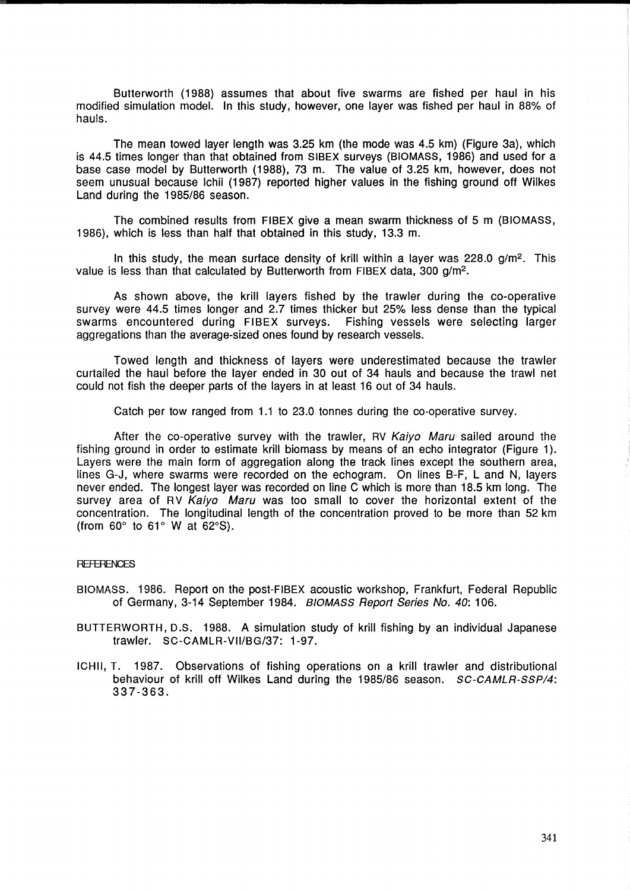Butterworth (1988) assumes that about five swarms are fished per haul in his modified simulation model. In this study, however, one layer was fished per haul in 88% of hauls.

The mean towed layer length was 3.25 km (the mode was 4.5 km) (Figure 3a), which is 44.5 times longer than that obtained from SIBEX surveys (BIOMASS, 1986) and used for a base case model by Butterworth (1988), 73 m. The value of 3.25 km, however, does not seem unusual because Ichii (1987) reported higher values in the fishing ground off Wilkes Land during the 1985/86 season.

The combined results from FIBEX give a mean swarm thickness of 5 m (BIOMASS, 1986), which is less than half that obtained in this study, 13.3 m.

In this study, the mean surface density of krill within a layer was 228.0 g/m$^2$. This value is less than that calculated by Butterworth from FIBEX data, 300 g/m$^2$.

As shown above, the krill layers fished by the trawler during the co-operative survey were 44.5 times longer and 2.7 times thicker but 25% less dense than the typical swarms encountered during FIBEX surveys. Fishing vessels were selecting larger aggregations than the average-sized ones found by research vessels.

Towed length and thickness of layers were underestimated because the trawler curtailed the haul before the layer ended in 30 out of 34 hauls and because the trawl net could not fish the deeper parts of the layers in at least 16 out of 34 hauls.

Catch per tow ranged from 1.1 to 23.0 tonnes during the co-operative survey.

After the co-operative survey with the trawler, RV *Kaiyo Maru* sailed around the fishing ground in order to estimate krill biomass by means of an echo integrator (Figure 1). Layers were the main form of aggregation along the track lines except the southern area, lines G-J, where swarms were recorded on the echogram. On lines B-F, L and N, layers never ended. The longest layer was recorded on line C which is more than 18.5 km long. The survey area of RV *Kaiyo Maru* was too small to cover the horizontal extent of the concentration. The longitudinal length of the concentration proved to be more than 52 km (from 60° to 61° W at 62°S).

## REFERENCES

BIOMASS. 1986. Report on the post-FIBEX acoustic workshop, Frankfurt, Federal Republic of Germany, 3-14 September 1984. *BIOMASS Report Series No. 40*: 106.

BUTTERWORTH, D.S. 1988. A simulation study of krill fishing by an individual Japanese trawler. SC-CAMLR-VII/BG/37: 1-97.

ICHII, T. 1987. Observations of fishing operations on a krill trawler and distributional behaviour of krill off Wilkes Land during the 1985/86 season. *SC-CAMLR-SSP/4*: 337-363.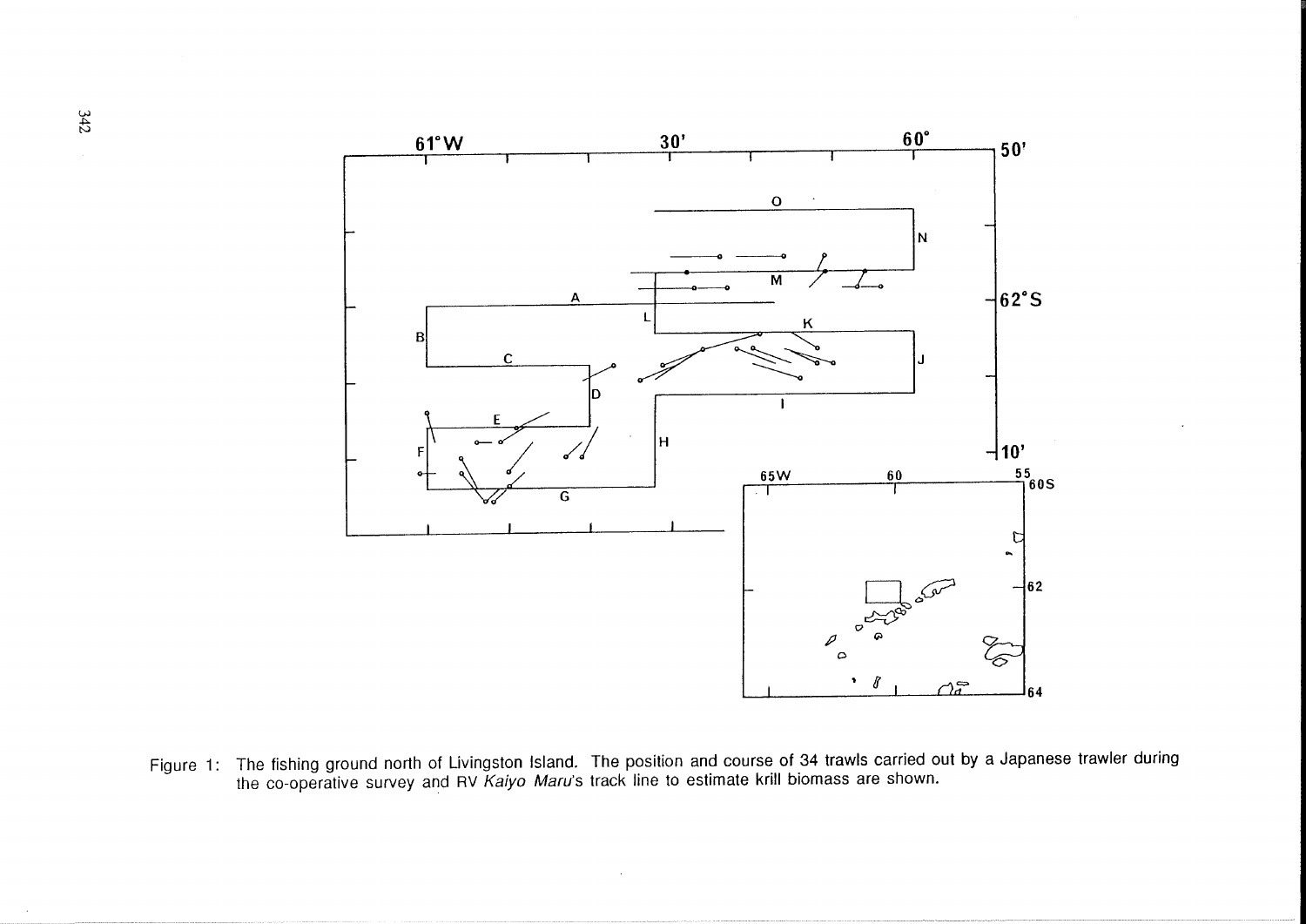Figure 1: The fishing ground north of Livingston Island. The position and course of 34 trawls carried out by a Japanese trawler during the co-operative survey and RV *Kaiyo Maru*'s track line to estimate krill biomass are shown.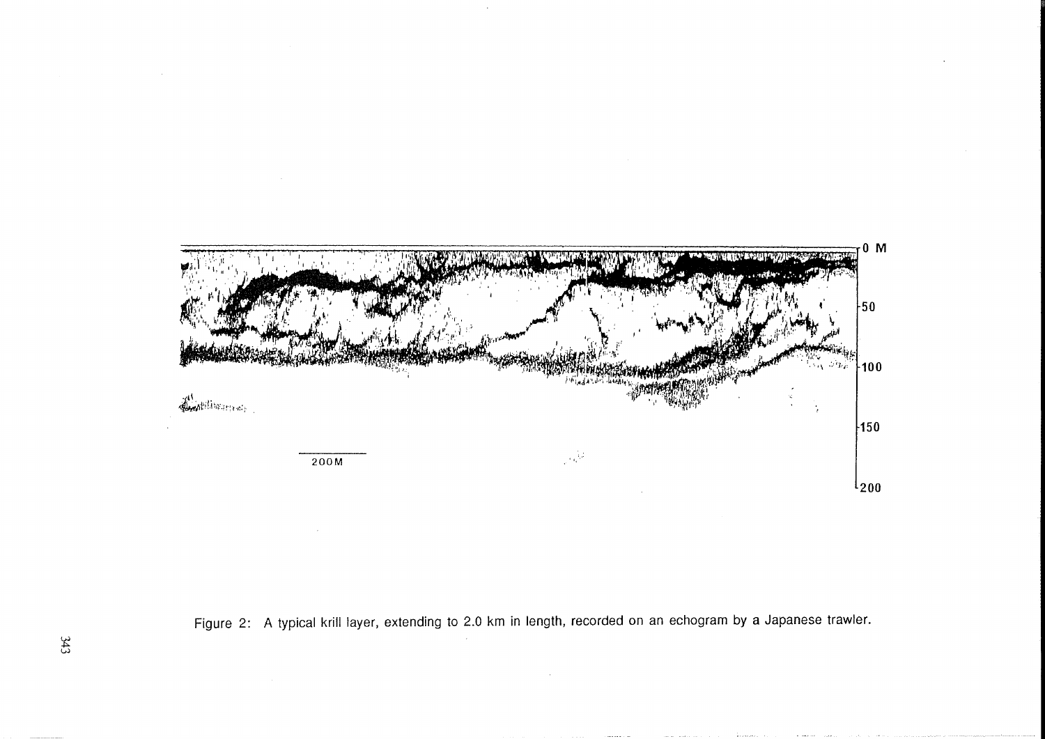Figure 2: A typical krill layer, extending to 2.0 km in length, recorded on an echogram by a Japanese trawler.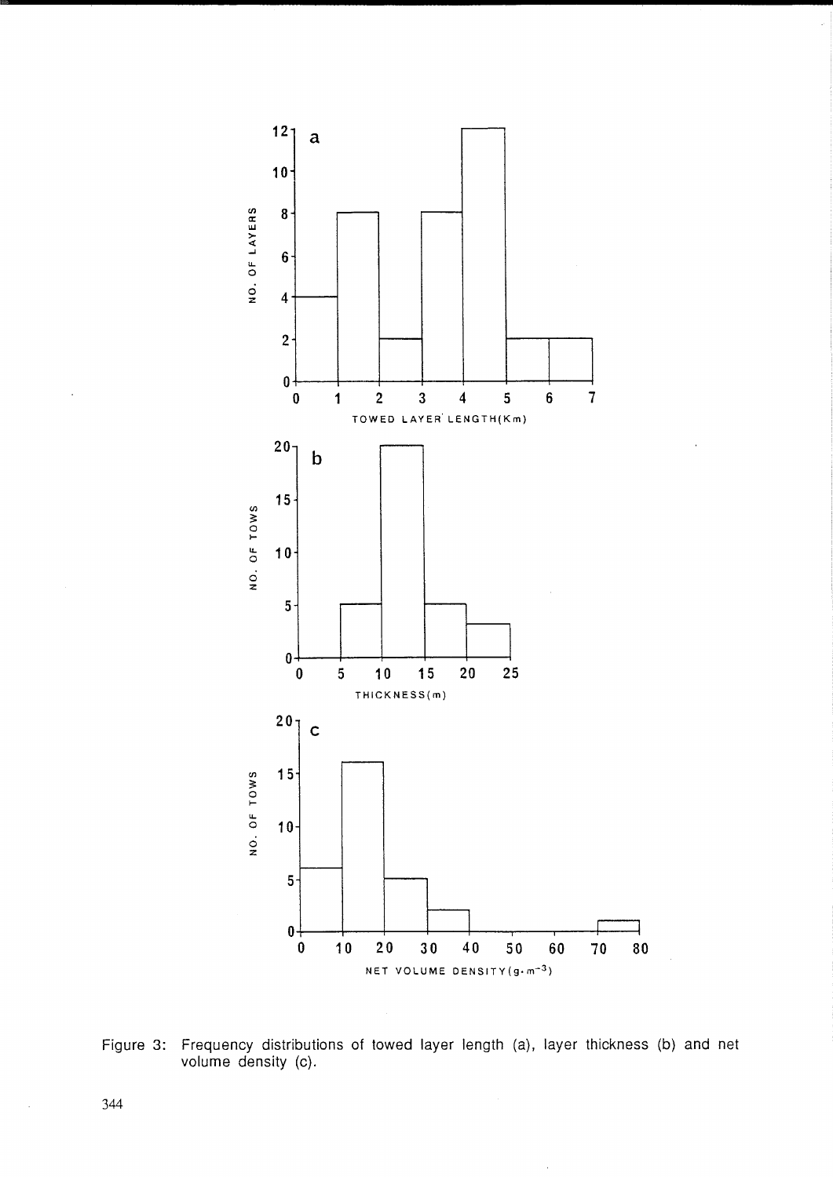Figure 3: Frequency distributions of towed layer length (a), layer thickness (b) and net volume density (c).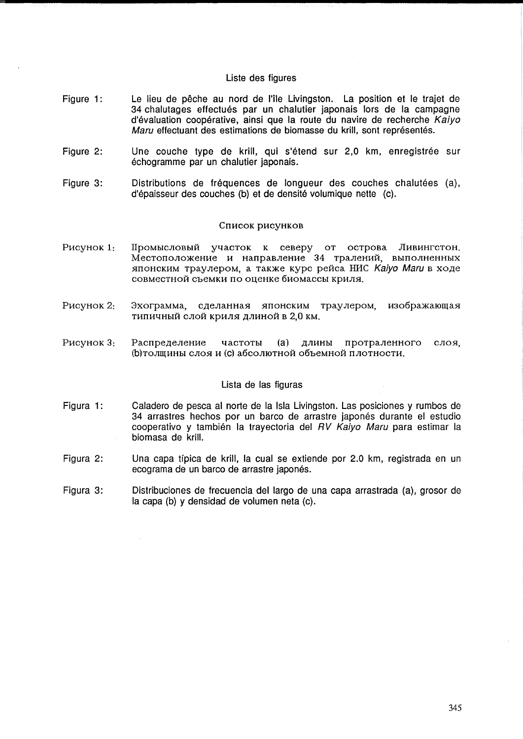## Liste des figures

Figure 1: Le lieu de pêche au nord de l'île Livingston. La position et le trajet de 34 chalutages effectués par un chalutier japonais lors de la campagne d'évaluation coopérative, ainsi que la route du navire de recherche *Kaiyo Maru* effectuant des estimations de biomasse du krill, sont représentés.

Figure 2: Une couche type de krill, qui s'étend sur 2,0 km, enregistrée sur échogramme par un chalutier japonais.

Figure 3: Distributions de fréquences de longueur des couches chalutées (a), d'épaisseur des couches (b) et de densité volumique nette (c).

## Список рисунков

Рисунок 1: Промысловый участок к северу от острова Ливингстон. Местоположение и направление 34 тралений, выполненных японским траулером, а также курс рейса НИС *Kaiyo Maru* в ходе совместной съемки по оценке биомассы криля.

Рисунок 2: Эхограмма, сделанная японским траулером, изображающая типичный слой криля длиной в 2,0 км.

Рисунок 3: Распределение частоты (a) длины протраленного слоя, (b)толщины слоя и (c) абсолютной объемной плотности.

## Lista de las figuras

Figura 1: Caladero de pesca al norte de la Isla Livingston. Las posiciones y rumbos de 34 arrastres hechos por un barco de arrastre japonés durante el estudio cooperativo y también la trayectoria del *RV Kaiyo Maru* para estimar la biomasa de krill.

Figura 2: Una capa típica de krill, la cual se extiende por 2.0 km, registrada en un ecograma de un barco de arrastre japonés.

Figura 3: Distribuciones de frecuencia del largo de una capa arrastrada (a), grosor de la capa (b) y densidad de volumen neta (c).